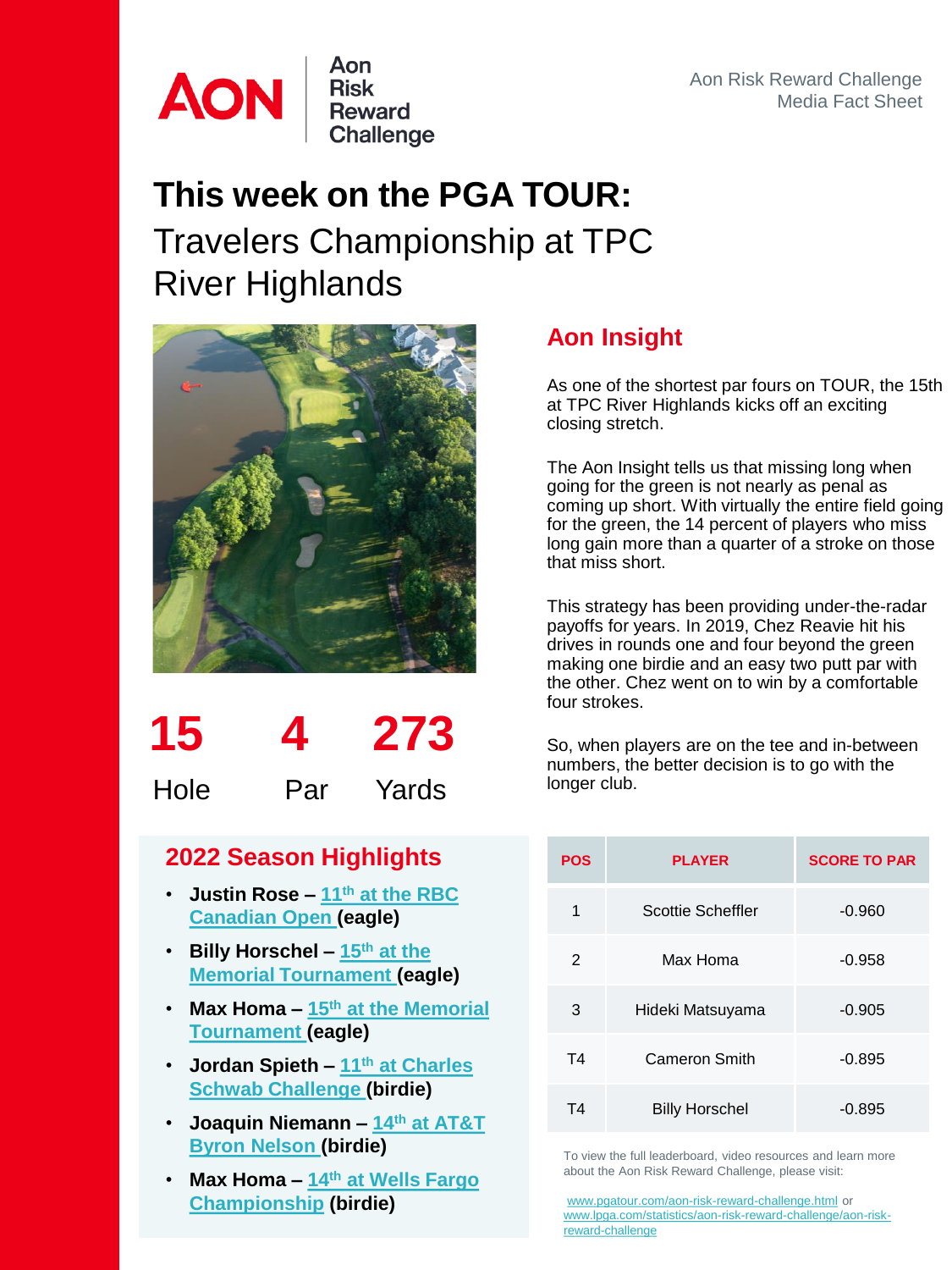AON | Aon Risk Reward Challenge

Aon Risk Reward Challenge
Media Fact Sheet

# This week on the PGA TOUR:

## Travelers Championship at TPC River Highlands

**15** Hole **4** Par **273** Yards

## Aon Insight

As one of the shortest par fours on TOUR, the 15th at TPC River Highlands kicks off an exciting closing stretch.

The Aon Insight tells us that missing long when going for the green is not nearly as penal as coming up short. With virtually the entire field going for the green, the 14 percent of players who miss long gain more than a quarter of a stroke on those that miss short.

This strategy has been providing under-the-radar payoffs for years. In 2019, Chez Reavie hit his drives in rounds one and four beyond the green making one birdie and an easy two putt par with the other. Chez went on to win by a comfortable four strokes.

So, when players are on the tee and in-between numbers, the better decision is to go with the longer club.

## 2022 Season Highlights

- **Justin Rose –** 11th at the RBC Canadian Open **(eagle)**
- **Billy Horschel –** 15th at the Memorial Tournament **(eagle)**
- **Max Homa –** 15th at the Memorial Tournament **(eagle)**
- **Jordan Spieth –** 11th at Charles Schwab Challenge **(birdie)**
- **Joaquin Niemann –** 14th at AT&T Byron Nelson **(birdie)**
- **Max Homa –** 14th at Wells Fargo Championship **(birdie)**

| POS | PLAYER | SCORE TO PAR |
|---|---|---|
| 1 | Scottie Scheffler | -0.960 |
| 2 | Max Homa | -0.958 |
| 3 | Hideki Matsuyama | -0.905 |
| T4 | Cameron Smith | -0.895 |
| T4 | Billy Horschel | -0.895 |

To view the full leaderboard, video resources and learn more about the Aon Risk Reward Challenge, please visit:

www.pgatour.com/aon-risk-reward-challenge.html or www.lpga.com/statistics/aon-risk-reward-challenge/aon-risk-reward-challenge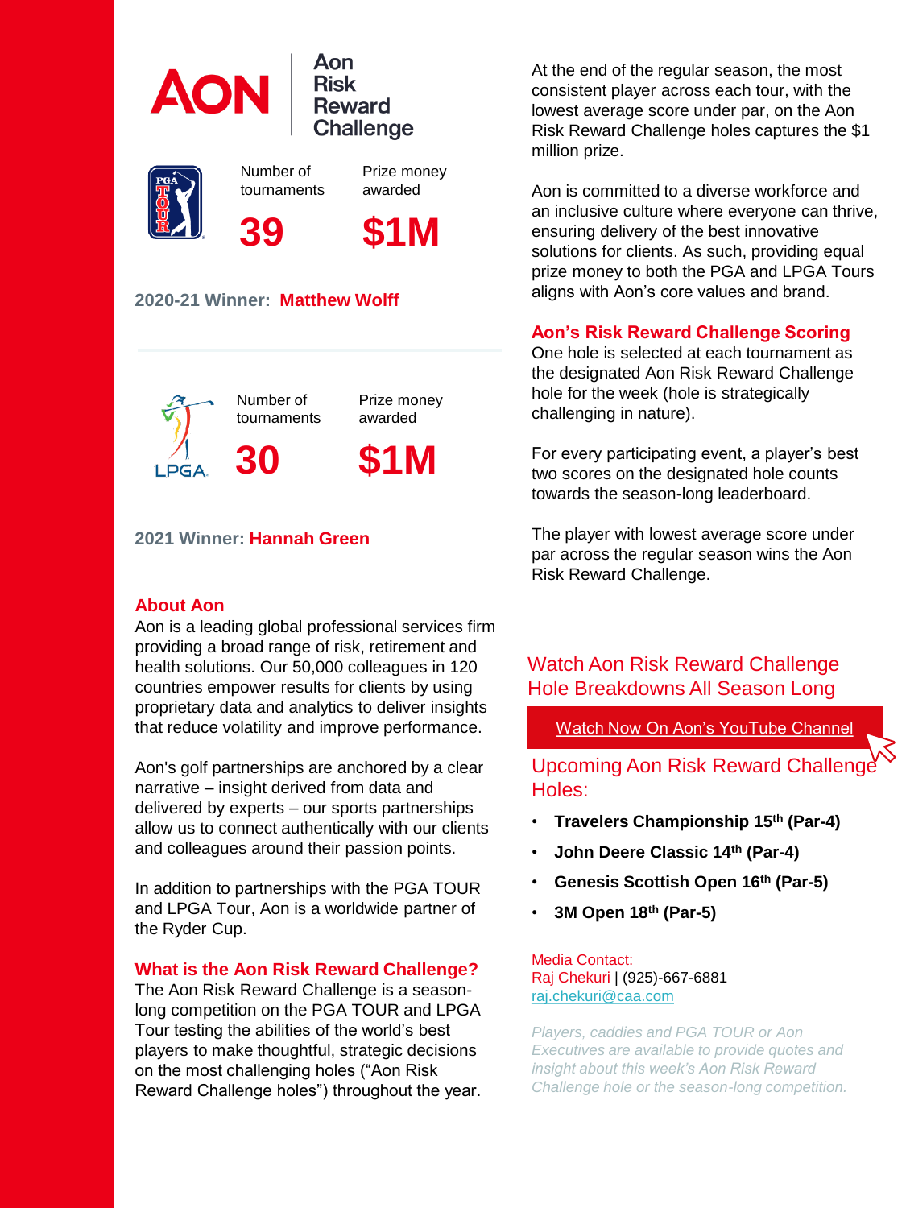# Aon Risk Reward Challenge

**PGA TOUR**

| Number of tournaments | Prize money awarded |
|---|---|
| 39 | $1M |

**2020-21 Winner: Matthew Wolff**

**LPGA**

| Number of tournaments | Prize money awarded |
|---|---|
| 30 | $1M |

**2021 Winner: Hannah Green**

### About Aon

Aon is a leading global professional services firm providing a broad range of risk, retirement and health solutions. Our 50,000 colleagues in 120 countries empower results for clients by using proprietary data and analytics to deliver insights that reduce volatility and improve performance.

Aon's golf partnerships are anchored by a clear narrative – insight derived from data and delivered by experts – our sports partnerships allow us to connect authentically with our clients and colleagues around their passion points.

In addition to partnerships with the PGA TOUR and LPGA Tour, Aon is a worldwide partner of the Ryder Cup.

### What is the Aon Risk Reward Challenge?

The Aon Risk Reward Challenge is a season-long competition on the PGA TOUR and LPGA Tour testing the abilities of the world's best players to make thoughtful, strategic decisions on the most challenging holes ("Aon Risk Reward Challenge holes") throughout the year.

At the end of the regular season, the most consistent player across each tour, with the lowest average score under par, on the Aon Risk Reward Challenge holes captures the $1 million prize.

Aon is committed to a diverse workforce and an inclusive culture where everyone can thrive, ensuring delivery of the best innovative solutions for clients. As such, providing equal prize money to both the PGA and LPGA Tours aligns with Aon's core values and brand.

### Aon's Risk Reward Challenge Scoring

One hole is selected at each tournament as the designated Aon Risk Reward Challenge hole for the week (hole is strategically challenging in nature).

For every participating event, a player's best two scores on the designated hole counts towards the season-long leaderboard.

The player with lowest average score under par across the regular season wins the Aon Risk Reward Challenge.

## Watch Aon Risk Reward Challenge Hole Breakdowns All Season Long

Watch Now On Aon's YouTube Channel

## Upcoming Aon Risk Reward Challenge Holes:

- **Travelers Championship 15th (Par-4)**
- **John Deere Classic 14th (Par-4)**
- **Genesis Scottish Open 16th (Par-5)**
- **3M Open 18th (Par-5)**

Media Contact:
Raj Chekuri | (925)-667-6881
raj.chekuri@caa.com

*Players, caddies and PGA TOUR or Aon Executives are available to provide quotes and insight about this week's Aon Risk Reward Challenge hole or the season-long competition.*